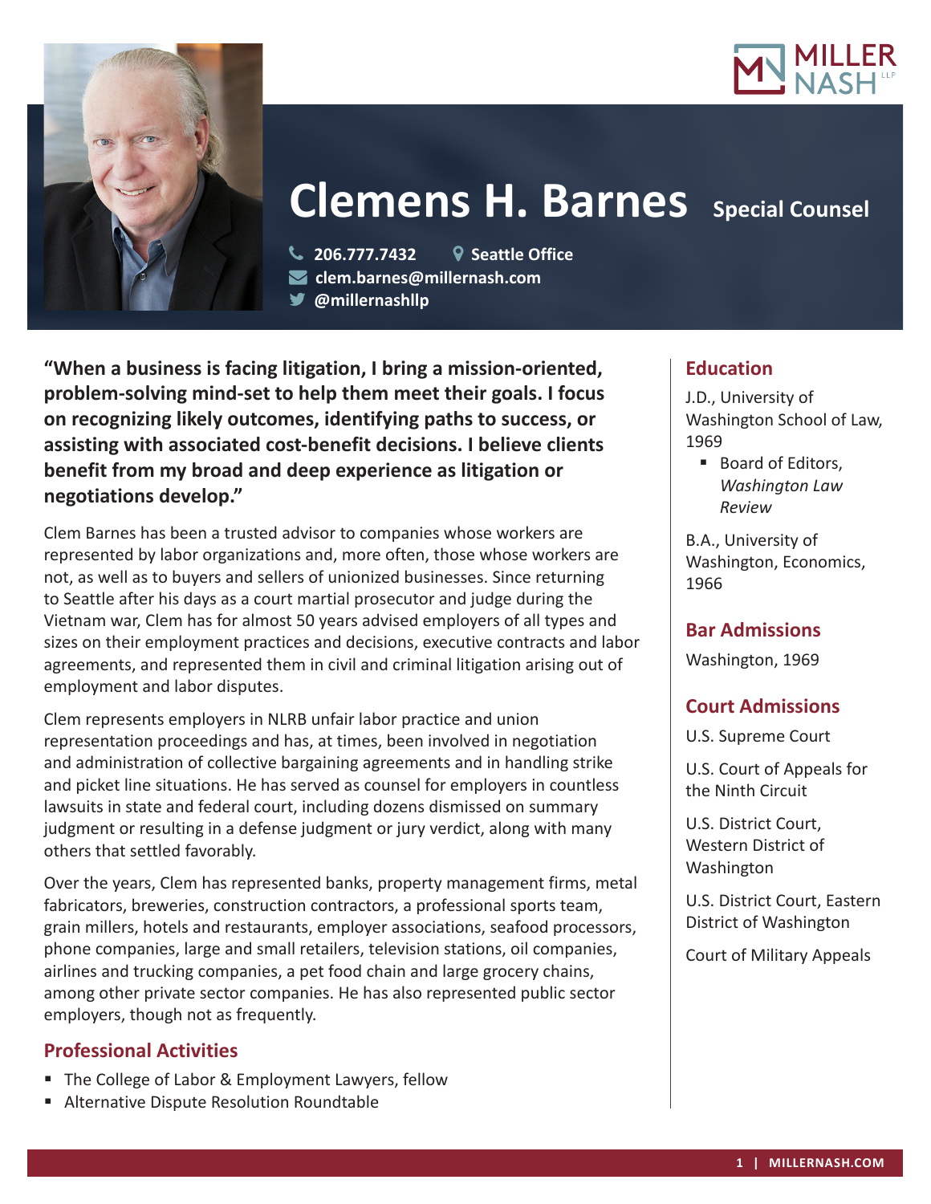# Clemens H. Barnes

**Special Counsel**

206.777.7432 | Seattle Office
clem.barnes@millernash.com
@millernashllp

**"When a business is facing litigation, I bring a mission-oriented, problem-solving mind-set to help them meet their goals. I focus on recognizing likely outcomes, identifying paths to success, or assisting with associated cost-benefit decisions. I believe clients benefit from my broad and deep experience as litigation or negotiations develop."**

Clem Barnes has been a trusted advisor to companies whose workers are represented by labor organizations and, more often, those whose workers are not, as well as to buyers and sellers of unionized businesses. Since returning to Seattle after his days as a court martial prosecutor and judge during the Vietnam war, Clem has for almost 50 years advised employers of all types and sizes on their employment practices and decisions, executive contracts and labor agreements, and represented them in civil and criminal litigation arising out of employment and labor disputes.

Clem represents employers in NLRB unfair labor practice and union representation proceedings and has, at times, been involved in negotiation and administration of collective bargaining agreements and in handling strike and picket line situations. He has served as counsel for employers in countless lawsuits in state and federal court, including dozens dismissed on summary judgment or resulting in a defense judgment or jury verdict, along with many others that settled favorably.

Over the years, Clem has represented banks, property management firms, metal fabricators, breweries, construction contractors, a professional sports team, grain millers, hotels and restaurants, employer associations, seafood processors, phone companies, large and small retailers, television stations, oil companies, airlines and trucking companies, a pet food chain and large grocery chains, among other private sector companies. He has also represented public sector employers, though not as frequently.

## Professional Activities

- The College of Labor & Employment Lawyers, fellow
- Alternative Dispute Resolution Roundtable

## Education

J.D., University of Washington School of Law, 1969

- Board of Editors, *Washington Law Review*

B.A., University of Washington, Economics, 1966

## Bar Admissions

Washington, 1969

## Court Admissions

U.S. Supreme Court

U.S. Court of Appeals for the Ninth Circuit

U.S. District Court, Western District of Washington

U.S. District Court, Eastern District of Washington

Court of Military Appeals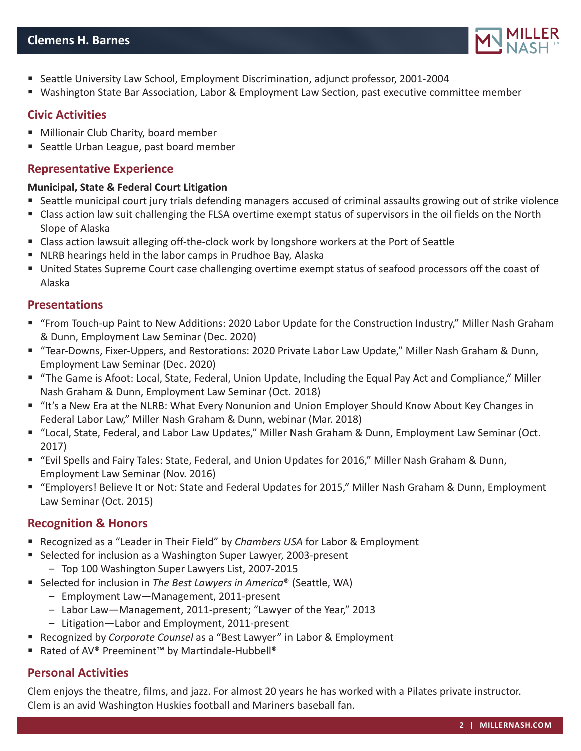- Seattle University Law School, Employment Discrimination, adjunct professor, 2001-2004
- Washington State Bar Association, Labor & Employment Law Section, past executive committee member

## Civic Activities

- Millionair Club Charity, board member
- Seattle Urban League, past board member

## Representative Experience

**Municipal, State & Federal Court Litigation**

- Seattle municipal court jury trials defending managers accused of criminal assaults growing out of strike violence
- Class action law suit challenging the FLSA overtime exempt status of supervisors in the oil fields on the North Slope of Alaska
- Class action lawsuit alleging off-the-clock work by longshore workers at the Port of Seattle
- NLRB hearings held in the labor camps in Prudhoe Bay, Alaska
- United States Supreme Court case challenging overtime exempt status of seafood processors off the coast of Alaska

## Presentations

- "From Touch-up Paint to New Additions: 2020 Labor Update for the Construction Industry," Miller Nash Graham & Dunn, Employment Law Seminar (Dec. 2020)
- "Tear-Downs, Fixer-Uppers, and Restorations: 2020 Private Labor Law Update," Miller Nash Graham & Dunn, Employment Law Seminar (Dec. 2020)
- "The Game is Afoot: Local, State, Federal, Union Update, Including the Equal Pay Act and Compliance," Miller Nash Graham & Dunn, Employment Law Seminar (Oct. 2018)
- "It's a New Era at the NLRB: What Every Nonunion and Union Employer Should Know About Key Changes in Federal Labor Law," Miller Nash Graham & Dunn, webinar (Mar. 2018)
- "Local, State, Federal, and Labor Law Updates," Miller Nash Graham & Dunn, Employment Law Seminar (Oct. 2017)
- "Evil Spells and Fairy Tales: State, Federal, and Union Updates for 2016," Miller Nash Graham & Dunn, Employment Law Seminar (Nov. 2016)
- "Employers! Believe It or Not: State and Federal Updates for 2015," Miller Nash Graham & Dunn, Employment Law Seminar (Oct. 2015)

## Recognition & Honors

- Recognized as a "Leader in Their Field" by *Chambers USA* for Labor & Employment
- Selected for inclusion as a Washington Super Lawyer, 2003-present
  - Top 100 Washington Super Lawyers List, 2007-2015
- Selected for inclusion in *The Best Lawyers in America*® (Seattle, WA)
  - Employment Law—Management, 2011-present
  - Labor Law—Management, 2011-present; "Lawyer of the Year," 2013
  - Litigation—Labor and Employment, 2011-present
- Recognized by *Corporate Counsel* as a "Best Lawyer" in Labor & Employment
- Rated of AV® Preeminent™ by Martindale-Hubbell®

## Personal Activities

Clem enjoys the theatre, films, and jazz. For almost 20 years he has worked with a Pilates private instructor. Clem is an avid Washington Huskies football and Mariners baseball fan.